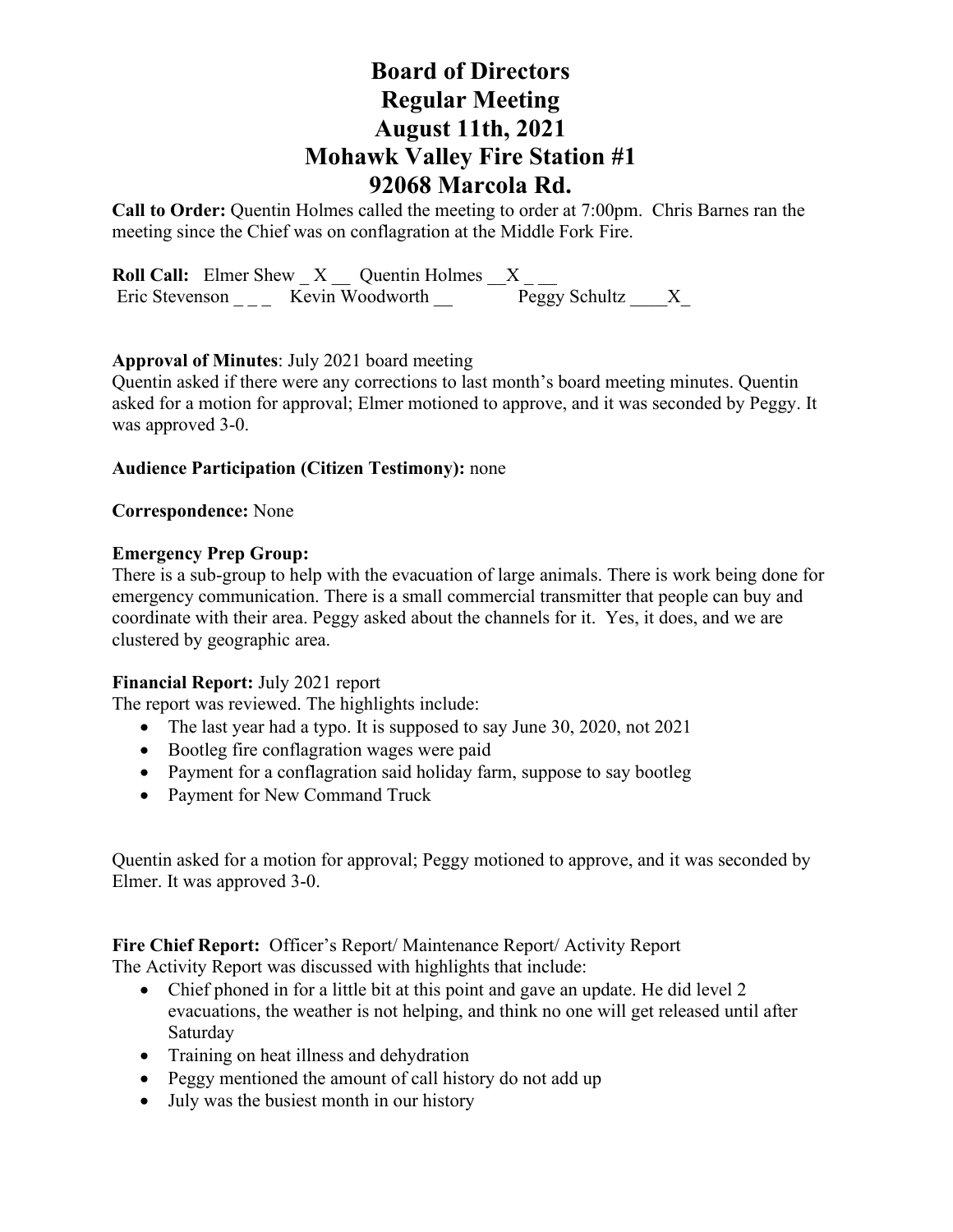# Board of Directors
# Regular Meeting
# August 11th, 2021
# Mohawk Valley Fire Station #1
# 92068 Marcola Rd.

**Call to Order:** Quentin Holmes called the meeting to order at 7:00pm. Chris Barnes ran the meeting since the Chief was on conflagration at the Middle Fork Fire.

**Roll Call:** Elmer Shew _ X __ Quentin Holmes __X _ __
Eric Stevenson _ _ _ Kevin Woodworth __ Peggy Schultz ____X_

**Approval of Minutes**: July 2021 board meeting
Quentin asked if there were any corrections to last month's board meeting minutes. Quentin asked for a motion for approval; Elmer motioned to approve, and it was seconded by Peggy. It was approved 3-0.

**Audience Participation (Citizen Testimony):** none

**Correspondence:** None

**Emergency Prep Group:**
There is a sub-group to help with the evacuation of large animals. There is work being done for emergency communication. There is a small commercial transmitter that people can buy and coordinate with their area. Peggy asked about the channels for it. Yes, it does, and we are clustered by geographic area.

**Financial Report:** July 2021 report
The report was reviewed. The highlights include:

- The last year had a typo. It is supposed to say June 30, 2020, not 2021
- Bootleg fire conflagration wages were paid
- Payment for a conflagration said holiday farm, suppose to say bootleg
- Payment for New Command Truck

Quentin asked for a motion for approval; Peggy motioned to approve, and it was seconded by Elmer. It was approved 3-0.

**Fire Chief Report:** Officer's Report/ Maintenance Report/ Activity Report
The Activity Report was discussed with highlights that include:

- Chief phoned in for a little bit at this point and gave an update. He did level 2 evacuations, the weather is not helping, and think no one will get released until after Saturday
- Training on heat illness and dehydration
- Peggy mentioned the amount of call history do not add up
- July was the busiest month in our history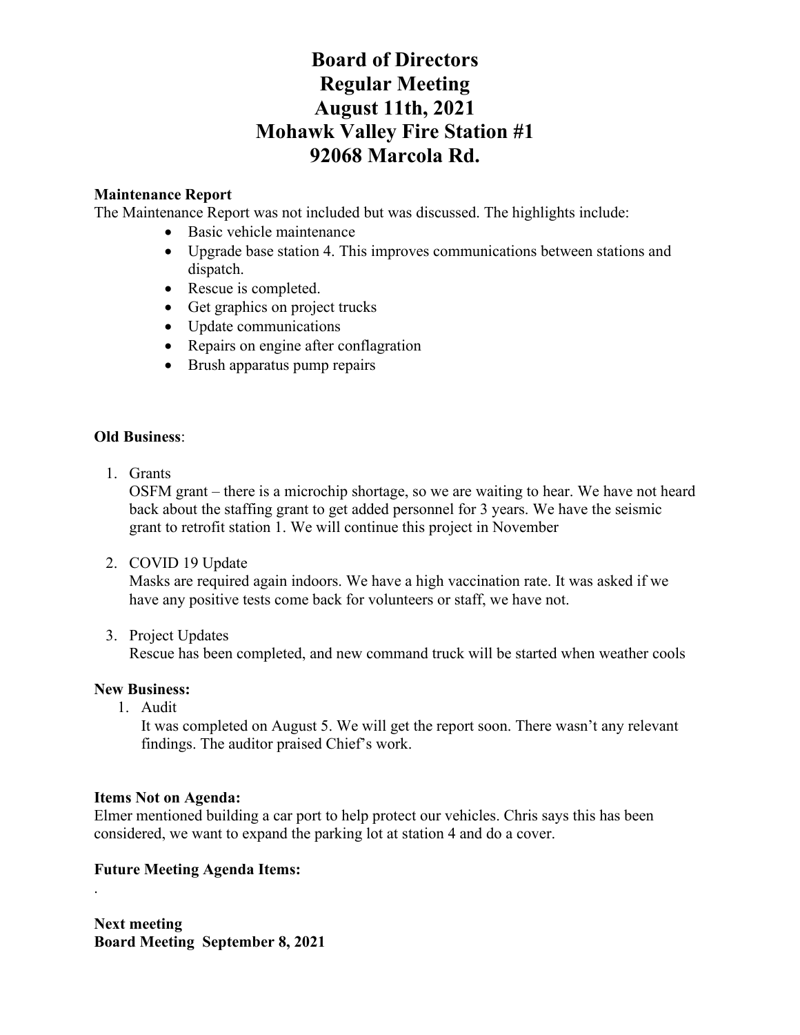# Board of Directors
# Regular Meeting
# August 11th, 2021
# Mohawk Valley Fire Station #1
# 92068 Marcola Rd.

**Maintenance Report**

The Maintenance Report was not included but was discussed. The highlights include:

- Basic vehicle maintenance
- Upgrade base station 4. This improves communications between stations and dispatch.
- Rescue is completed.
- Get graphics on project trucks
- Update communications
- Repairs on engine after conflagration
- Brush apparatus pump repairs

**Old Business**:

1. Grants

   OSFM grant – there is a microchip shortage, so we are waiting to hear. We have not heard back about the staffing grant to get added personnel for 3 years. We have the seismic grant to retrofit station 1. We will continue this project in November

2. COVID 19 Update

   Masks are required again indoors. We have a high vaccination rate. It was asked if we have any positive tests come back for volunteers or staff, we have not.

3. Project Updates

   Rescue has been completed, and new command truck will be started when weather cools

**New Business:**

1. Audit

   It was completed on August 5. We will get the report soon. There wasn't any relevant findings. The auditor praised Chief's work.

**Items Not on Agenda:**

Elmer mentioned building a car port to help protect our vehicles. Chris says this has been considered, we want to expand the parking lot at station 4 and do a cover.

**Future Meeting Agenda Items:**

.

**Next meeting**
**Board Meeting September 8, 2021**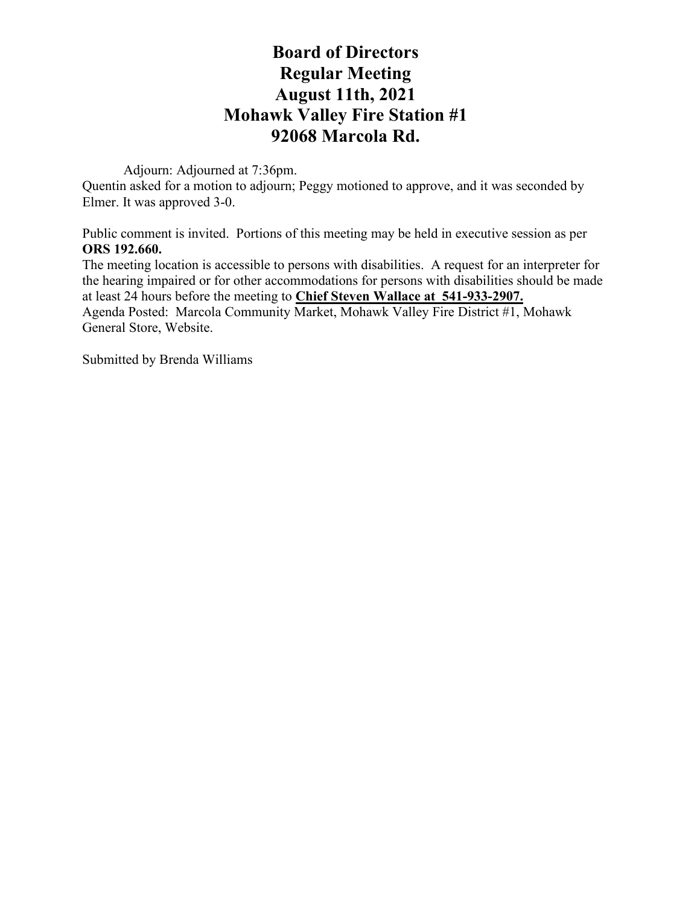# Board of Directors
# Regular Meeting
# August 11th, 2021
# Mohawk Valley Fire Station #1
# 92068 Marcola Rd.

Adjourn: Adjourned at 7:36pm.

Quentin asked for a motion to adjourn; Peggy motioned to approve, and it was seconded by Elmer. It was approved 3-0.

Public comment is invited. Portions of this meeting may be held in executive session as per **ORS 192.660.**

The meeting location is accessible to persons with disabilities. A request for an interpreter for the hearing impaired or for other accommodations for persons with disabilities should be made at least 24 hours before the meeting to **Chief Steven Wallace at 541-933-2907.**

Agenda Posted: Marcola Community Market, Mohawk Valley Fire District #1, Mohawk General Store, Website.

Submitted by Brenda Williams